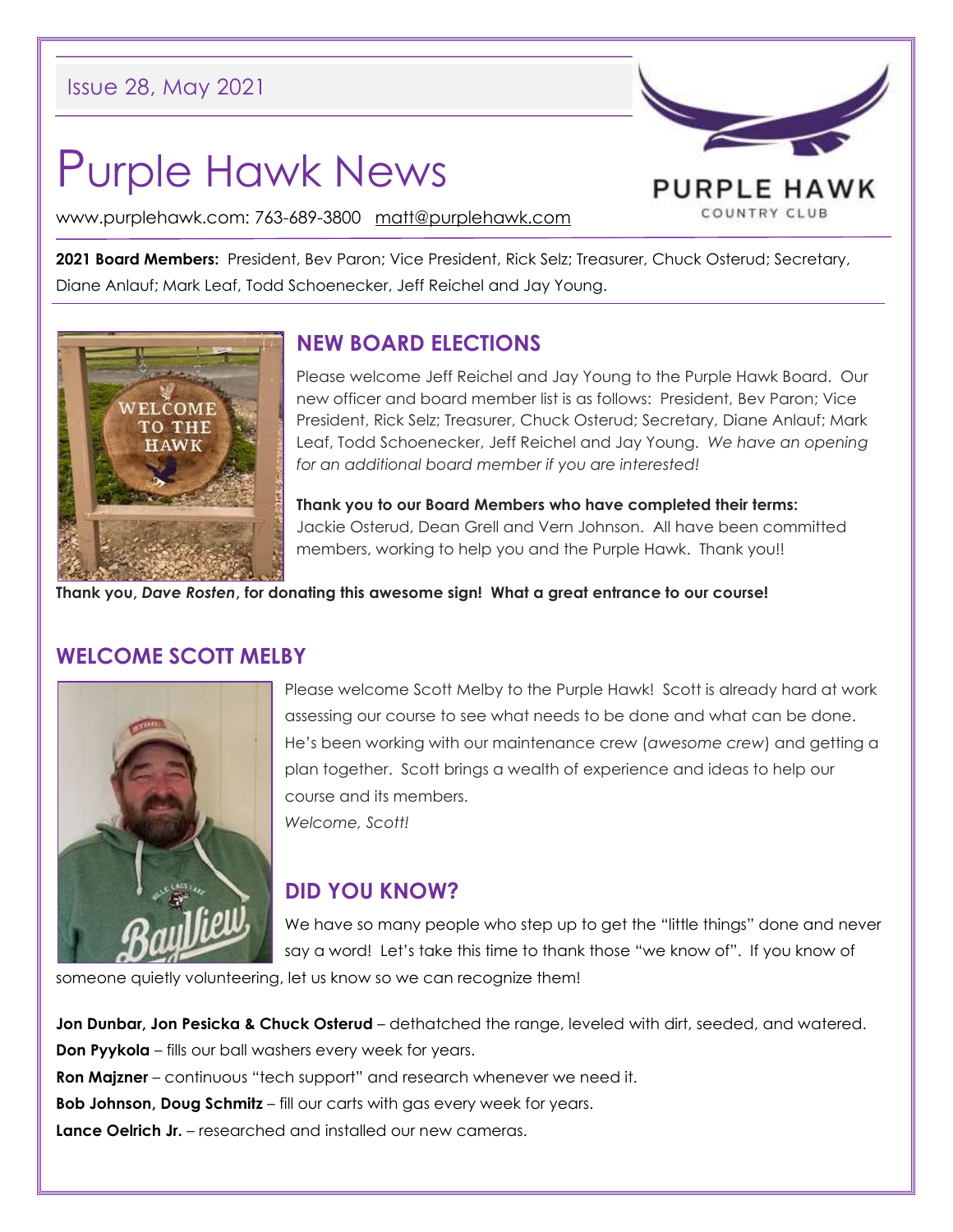Issue 28, May 2021

# Purple Hawk News

www.purplehawk.com: 763-689-3800 matt@purplehawk.com

**2021 Board Members:** President, Bev Paron; Vice President, Rick Selz; Treasurer, Chuck Osterud; Secretary, Diane Anlauf; Mark Leaf, Todd Schoenecker, Jeff Reichel and Jay Young.

## NEW BOARD ELECTIONS

Please welcome Jeff Reichel and Jay Young to the Purple Hawk Board. Our new officer and board member list is as follows: President, Bev Paron; Vice President, Rick Selz; Treasurer, Chuck Osterud; Secretary, Diane Anlauf; Mark Leaf, Todd Schoenecker, Jeff Reichel and Jay Young. *We have an opening for an additional board member if you are interested!*

**Thank you to our Board Members who have completed their terms:** Jackie Osterud, Dean Grell and Vern Johnson. All have been committed members, working to help you and the Purple Hawk. Thank you!!

**Thank you, *Dave Rosten*, for donating this awesome sign! What a great entrance to our course!**

## WELCOME SCOTT MELBY

Please welcome Scott Melby to the Purple Hawk! Scott is already hard at work assessing our course to see what needs to be done and what can be done. He's been working with our maintenance crew (*awesome crew*) and getting a plan together. Scott brings a wealth of experience and ideas to help our course and its members.

*Welcome, Scott!*

## DID YOU KNOW?

We have so many people who step up to get the "little things" done and never say a word! Let's take this time to thank those "we know of". If you know of someone quietly volunteering, let us know so we can recognize them!

**Jon Dunbar, Jon Pesicka & Chuck Osterud** – dethatched the range, leveled with dirt, seeded, and watered.
**Don Pyykola** – fills our ball washers every week for years.
**Ron Majzner** – continuous "tech support" and research whenever we need it.
**Bob Johnson, Doug Schmitz** – fill our carts with gas every week for years.
**Lance Oelrich Jr.** – researched and installed our new cameras.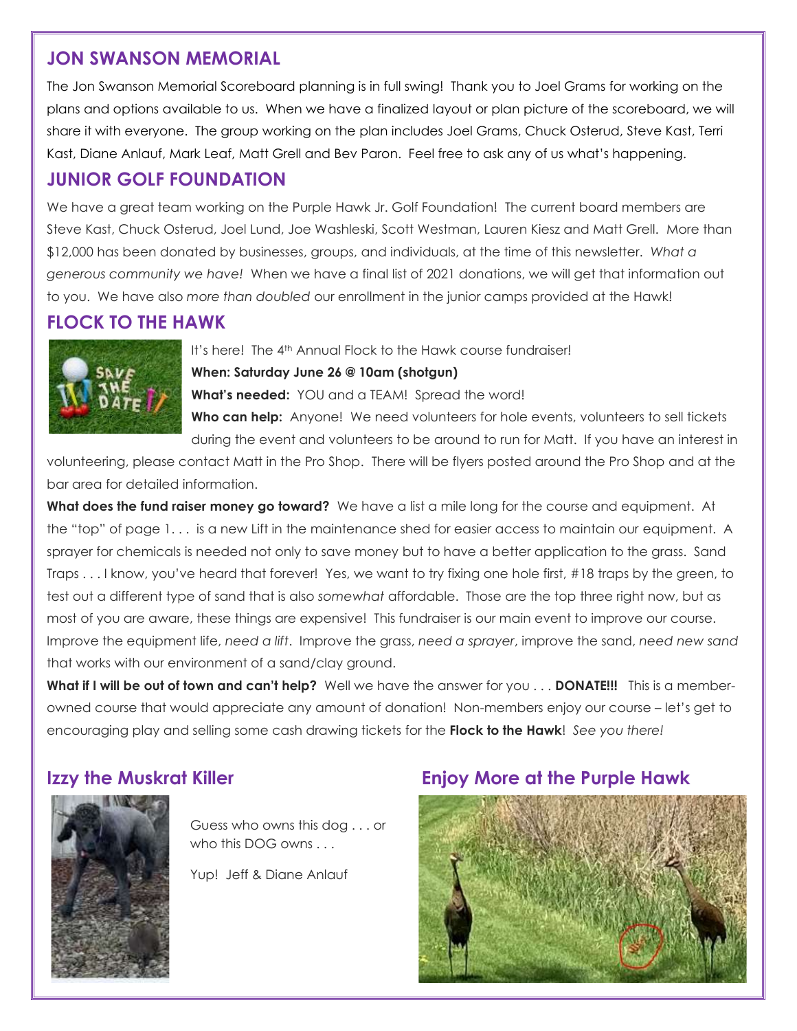## JON SWANSON MEMORIAL

The Jon Swanson Memorial Scoreboard planning is in full swing! Thank you to Joel Grams for working on the plans and options available to us. When we have a finalized layout or plan picture of the scoreboard, we will share it with everyone. The group working on the plan includes Joel Grams, Chuck Osterud, Steve Kast, Terri Kast, Diane Anlauf, Mark Leaf, Matt Grell and Bev Paron. Feel free to ask any of us what's happening.

## JUNIOR GOLF FOUNDATION

We have a great team working on the Purple Hawk Jr. Golf Foundation! The current board members are Steve Kast, Chuck Osterud, Joel Lund, Joe Washleski, Scott Westman, Lauren Kiesz and Matt Grell. More than $12,000 has been donated by businesses, groups, and individuals, at the time of this newsletter. *What a generous community we have!* When we have a final list of 2021 donations, we will get that information out to you. We have also *more than doubled* our enrollment in the junior camps provided at the Hawk!

## FLOCK TO THE HAWK

It's here! The 4th Annual Flock to the Hawk course fundraiser!

**When: Saturday June 26 @ 10am (shotgun)**

**What's needed:** YOU and a TEAM! Spread the word!

**Who can help:** Anyone! We need volunteers for hole events, volunteers to sell tickets during the event and volunteers to be around to run for Matt. If you have an interest in volunteering, please contact Matt in the Pro Shop. There will be flyers posted around the Pro Shop and at the bar area for detailed information.

**What does the fund raiser money go toward?** We have a list a mile long for the course and equipment. At the "top" of page 1. . . is a new Lift in the maintenance shed for easier access to maintain our equipment. A sprayer for chemicals is needed not only to save money but to have a better application to the grass. Sand Traps . . . I know, you've heard that forever! Yes, we want to try fixing one hole first, #18 traps by the green, to test out a different type of sand that is also *somewhat* affordable. Those are the top three right now, but as most of you are aware, these things are expensive! This fundraiser is our main event to improve our course. Improve the equipment life, *need a lift*. Improve the grass, *need a sprayer*, improve the sand, *need new sand* that works with our environment of a sand/clay ground.

**What if I will be out of town and can't help?** Well we have the answer for you . . . **DONATE!!!** This is a member-owned course that would appreciate any amount of donation! Non-members enjoy our course – let's get to encouraging play and selling some cash drawing tickets for the **Flock to the Hawk**! *See you there!*

## Izzy the Muskrat Killer

Guess who owns this dog . . . or who this DOG owns . . .

Yup! Jeff & Diane Anlauf

## Enjoy More at the Purple Hawk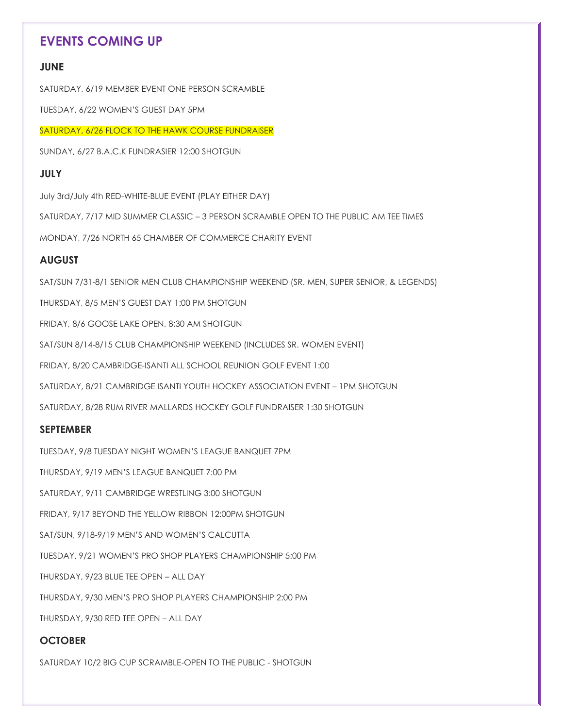# EVENTS COMING UP

## JUNE

SATURDAY, 6/19 MEMBER EVENT ONE PERSON SCRAMBLE

TUESDAY, 6/22 WOMEN'S GUEST DAY 5PM

SATURDAY, 6/26 FLOCK TO THE HAWK COURSE FUNDRAISER

SUNDAY, 6/27 B.A.C.K FUNDRASIER 12:00 SHOTGUN

## JULY

July 3rd/July 4th RED-WHITE-BLUE EVENT (PLAY EITHER DAY)

SATURDAY, 7/17 MID SUMMER CLASSIC – 3 PERSON SCRAMBLE OPEN TO THE PUBLIC AM TEE TIMES

MONDAY, 7/26 NORTH 65 CHAMBER OF COMMERCE CHARITY EVENT

## AUGUST

SAT/SUN 7/31-8/1 SENIOR MEN CLUB CHAMPIONSHIP WEEKEND (SR. MEN, SUPER SENIOR, & LEGENDS)

THURSDAY, 8/5 MEN'S GUEST DAY 1:00 PM SHOTGUN

FRIDAY, 8/6 GOOSE LAKE OPEN, 8:30 AM SHOTGUN

SAT/SUN 8/14-8/15 CLUB CHAMPIONSHIP WEEKEND (INCLUDES SR. WOMEN EVENT)

FRIDAY, 8/20 CAMBRIDGE-ISANTI ALL SCHOOL REUNION GOLF EVENT 1:00

SATURDAY, 8/21 CAMBRIDGE ISANTI YOUTH HOCKEY ASSOCIATION EVENT – 1PM SHOTGUN

SATURDAY, 8/28 RUM RIVER MALLARDS HOCKEY GOLF FUNDRAISER 1:30 SHOTGUN

## SEPTEMBER

TUESDAY, 9/8 TUESDAY NIGHT WOMEN'S LEAGUE BANQUET 7PM

THURSDAY, 9/19 MEN'S LEAGUE BANQUET 7:00 PM

SATURDAY, 9/11 CAMBRIDGE WRESTLING 3:00 SHOTGUN

FRIDAY, 9/17 BEYOND THE YELLOW RIBBON 12:00PM SHOTGUN

SAT/SUN, 9/18-9/19 MEN'S AND WOMEN'S CALCUTTA

TUESDAY, 9/21 WOMEN'S PRO SHOP PLAYERS CHAMPIONSHIP 5:00 PM

THURSDAY, 9/23 BLUE TEE OPEN – ALL DAY

THURSDAY, 9/30 MEN'S PRO SHOP PLAYERS CHAMPIONSHIP 2:00 PM

THURSDAY, 9/30 RED TEE OPEN – ALL DAY

## OCTOBER

SATURDAY 10/2 BIG CUP SCRAMBLE-OPEN TO THE PUBLIC - SHOTGUN